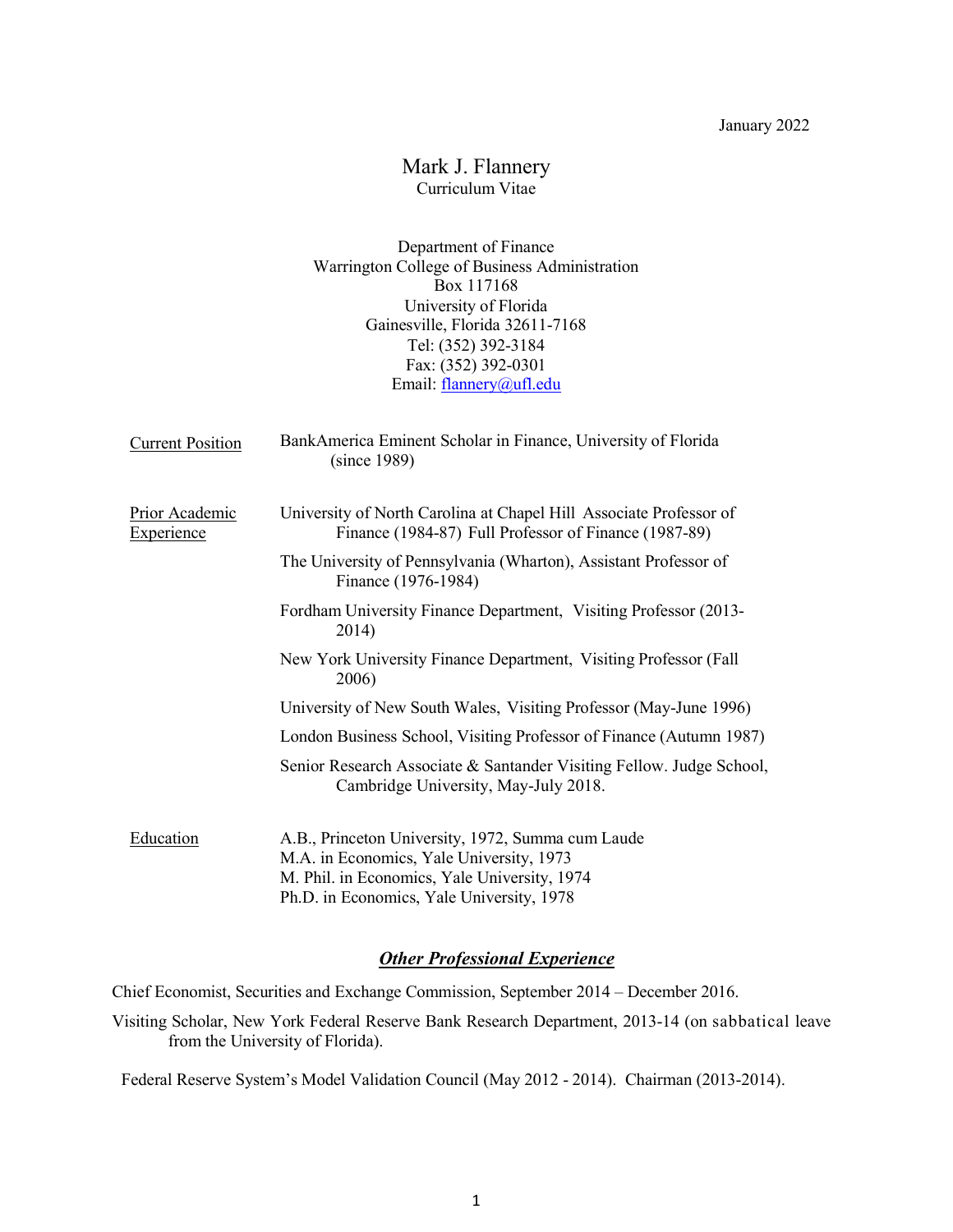January 2022

# Mark J. Flannery

Curriculum Vitae

Department of Finance
Warrington College of Business Administration
Box 117168
University of Florida
Gainesville, Florida 32611-7168
Tel: (352) 392-3184
Fax: (352) 392-0301
Email: flannery@ufl.edu

**Current Position**

BankAmerica Eminent Scholar in Finance, University of Florida (since 1989)

**Prior Academic Experience**

University of North Carolina at Chapel Hill Associate Professor of Finance (1984-87) Full Professor of Finance (1987-89)

The University of Pennsylvania (Wharton), Assistant Professor of Finance (1976-1984)

Fordham University Finance Department, Visiting Professor (2013-2014)

New York University Finance Department, Visiting Professor (Fall 2006)

University of New South Wales, Visiting Professor (May-June 1996)

London Business School, Visiting Professor of Finance (Autumn 1987)

Senior Research Associate & Santander Visiting Fellow. Judge School, Cambridge University, May-July 2018.

**Education**

A.B., Princeton University, 1972, Summa cum Laude
M.A. in Economics, Yale University, 1973
M. Phil. in Economics, Yale University, 1974
Ph.D. in Economics, Yale University, 1978

## ***Other Professional Experience***

Chief Economist, Securities and Exchange Commission, September 2014 – December 2016.

Visiting Scholar, New York Federal Reserve Bank Research Department, 2013-14 (on sabbatical leave from the University of Florida).

Federal Reserve System's Model Validation Council (May 2012 - 2014). Chairman (2013-2014).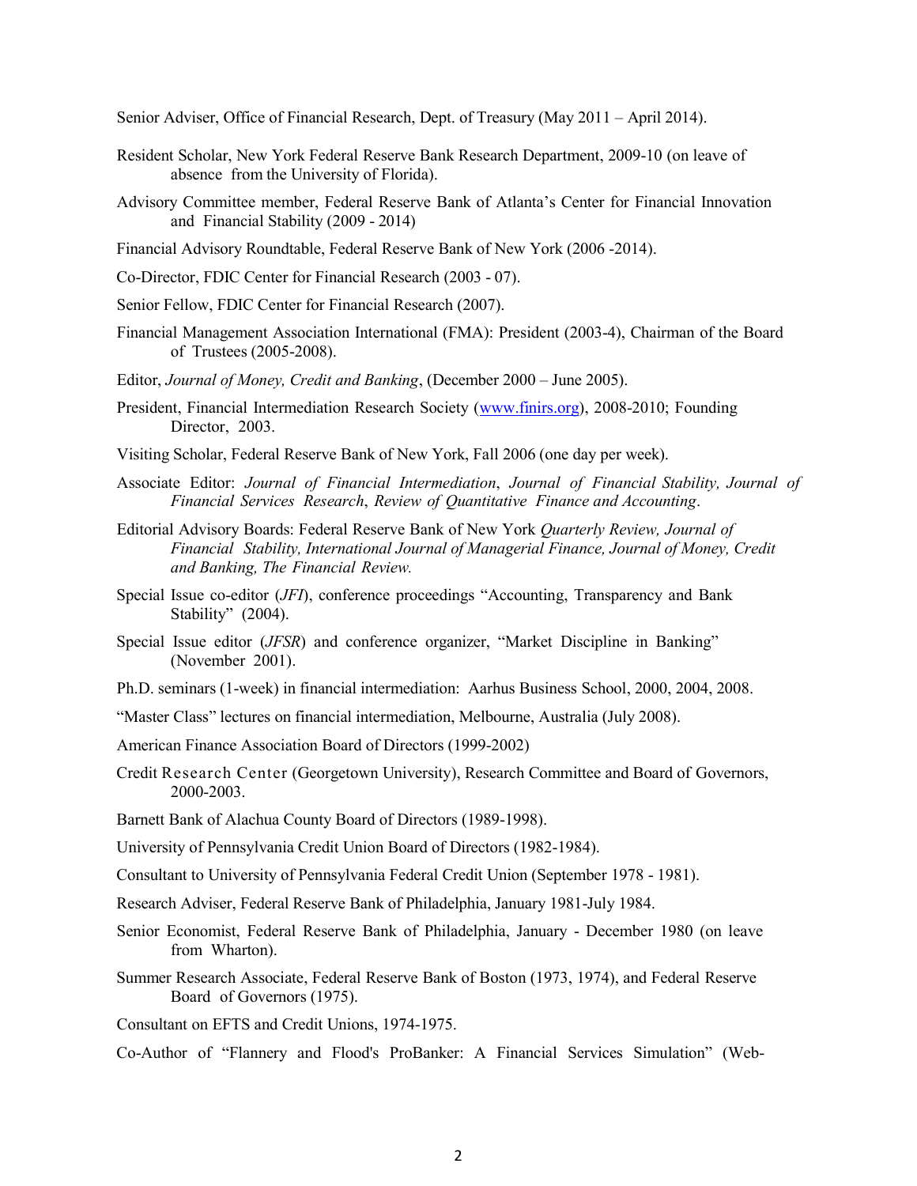Senior Adviser, Office of Financial Research, Dept. of Treasury (May 2011 – April 2014).

Resident Scholar, New York Federal Reserve Bank Research Department, 2009-10 (on leave of absence from the University of Florida).

Advisory Committee member, Federal Reserve Bank of Atlanta's Center for Financial Innovation and Financial Stability (2009 - 2014)

Financial Advisory Roundtable, Federal Reserve Bank of New York (2006 -2014).

Co-Director, FDIC Center for Financial Research (2003 - 07).

Senior Fellow, FDIC Center for Financial Research (2007).

Financial Management Association International (FMA): President (2003-4), Chairman of the Board of Trustees (2005-2008).

Editor, *Journal of Money, Credit and Banking*, (December 2000 – June 2005).

President, Financial Intermediation Research Society (www.finirs.org), 2008-2010; Founding Director, 2003.

Visiting Scholar, Federal Reserve Bank of New York, Fall 2006 (one day per week).

Associate Editor: *Journal of Financial Intermediation*, *Journal of Financial Stability, Journal of Financial Services Research*, *Review of Quantitative Finance and Accounting*.

Editorial Advisory Boards: Federal Reserve Bank of New York *Quarterly Review, Journal of Financial Stability, International Journal of Managerial Finance, Journal of Money, Credit and Banking, The Financial Review.*

Special Issue co-editor (*JFI*), conference proceedings "Accounting, Transparency and Bank Stability" (2004).

Special Issue editor (*JFSR*) and conference organizer, "Market Discipline in Banking" (November 2001).

Ph.D. seminars (1-week) in financial intermediation: Aarhus Business School, 2000, 2004, 2008.

"Master Class" lectures on financial intermediation, Melbourne, Australia (July 2008).

American Finance Association Board of Directors (1999-2002)

Credit Research Center (Georgetown University), Research Committee and Board of Governors, 2000-2003.

Barnett Bank of Alachua County Board of Directors (1989-1998).

University of Pennsylvania Credit Union Board of Directors (1982-1984).

Consultant to University of Pennsylvania Federal Credit Union (September 1978 - 1981).

Research Adviser, Federal Reserve Bank of Philadelphia, January 1981-July 1984.

Senior Economist, Federal Reserve Bank of Philadelphia, January - December 1980 (on leave from Wharton).

Summer Research Associate, Federal Reserve Bank of Boston (1973, 1974), and Federal Reserve Board of Governors (1975).

Consultant on EFTS and Credit Unions, 1974-1975.

Co-Author of "Flannery and Flood's ProBanker: A Financial Services Simulation" (Web-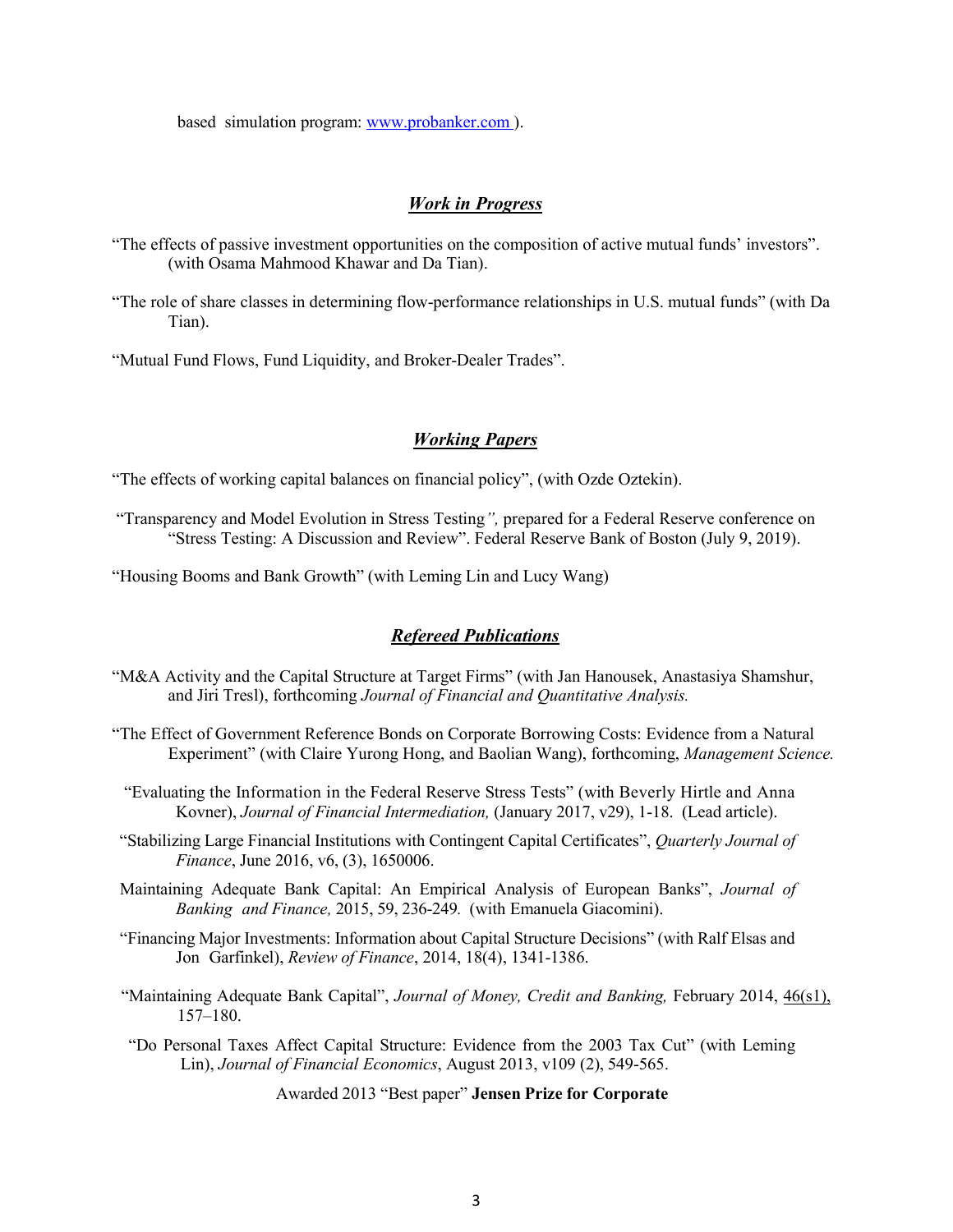based simulation program: [www.probanker.com](http://www.probanker.com) ).

## ***Work in Progress***

"The effects of passive investment opportunities on the composition of active mutual funds' investors". (with Osama Mahmood Khawar and Da Tian).

"The role of share classes in determining flow-performance relationships in U.S. mutual funds" (with Da Tian).

"Mutual Fund Flows, Fund Liquidity, and Broker-Dealer Trades".

## ***Working Papers***

"The effects of working capital balances on financial policy", (with Ozde Oztekin).

"Transparency and Model Evolution in Stress Testing*",* prepared for a Federal Reserve conference on "Stress Testing: A Discussion and Review". Federal Reserve Bank of Boston (July 9, 2019).

"Housing Booms and Bank Growth" (with Leming Lin and Lucy Wang)

## ***Refereed Publications***

"M&A Activity and the Capital Structure at Target Firms" (with Jan Hanousek, Anastasiya Shamshur, and Jiri Tresl), forthcoming *Journal of Financial and Quantitative Analysis.*

"The Effect of Government Reference Bonds on Corporate Borrowing Costs: Evidence from a Natural Experiment" (with Claire Yurong Hong, and Baolian Wang), forthcoming, *Management Science.*

"Evaluating the Information in the Federal Reserve Stress Tests" (with Beverly Hirtle and Anna Kovner), *Journal of Financial Intermediation,* (January 2017, v29), 1-18. (Lead article).

"Stabilizing Large Financial Institutions with Contingent Capital Certificates", *Quarterly Journal of Finance*, June 2016, v6, (3), 1650006.

Maintaining Adequate Bank Capital: An Empirical Analysis of European Banks", *Journal of Banking and Finance,* 2015, 59, 236-249*.* (with Emanuela Giacomini).

"Financing Major Investments: Information about Capital Structure Decisions" (with Ralf Elsas and Jon Garfinkel), *Review of Finance*, 2014, 18(4), 1341-1386.

"Maintaining Adequate Bank Capital", *Journal of Money, Credit and Banking,* February 2014, 46(s1), 157–180.

"Do Personal Taxes Affect Capital Structure: Evidence from the 2003 Tax Cut" (with Leming Lin), *Journal of Financial Economics*, August 2013, v109 (2), 549-565.

Awarded 2013 "Best paper" **Jensen Prize for Corporate**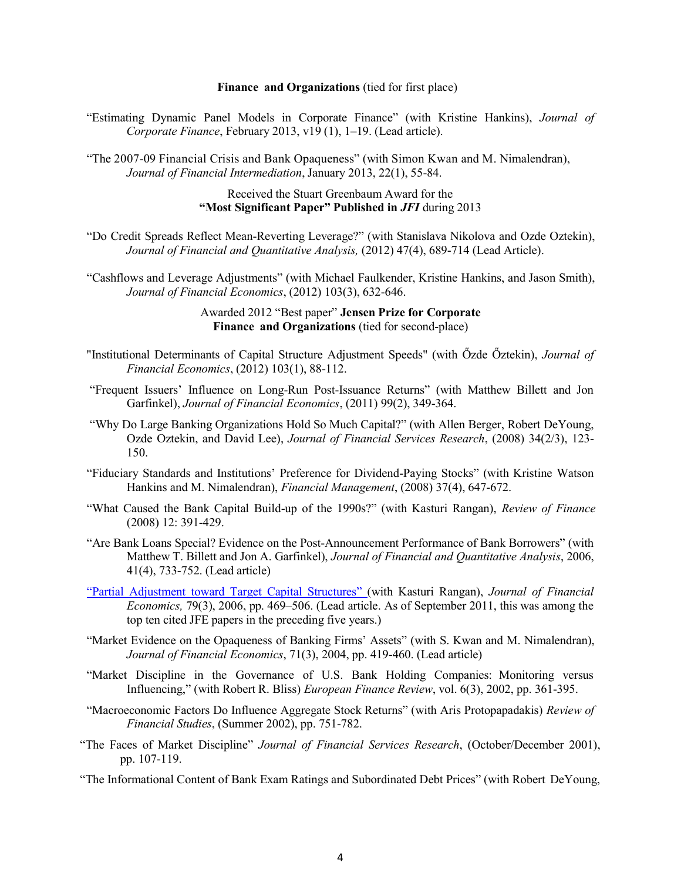**Finance and Organizations** (tied for first place)

"Estimating Dynamic Panel Models in Corporate Finance" (with Kristine Hankins), *Journal of Corporate Finance*, February 2013, v19 (1), 1–19. (Lead article).

"The 2007-09 Financial Crisis and Bank Opaqueness" (with Simon Kwan and M. Nimalendran), *Journal of Financial Intermediation*, January 2013, 22(1), 55-84.

Received the Stuart Greenbaum Award for the **"Most Significant Paper" Published in *JFI*** during 2013

"Do Credit Spreads Reflect Mean-Reverting Leverage?" (with Stanislava Nikolova and Ozde Oztekin), *Journal of Financial and Quantitative Analysis,* (2012) 47(4), 689-714 (Lead Article).

"Cashflows and Leverage Adjustments" (with Michael Faulkender, Kristine Hankins, and Jason Smith), *Journal of Financial Economics*, (2012) 103(3), 632-646.

Awarded 2012 "Best paper" **Jensen Prize for Corporate Finance and Organizations** (tied for second-place)

"Institutional Determinants of Capital Structure Adjustment Speeds" (with Őzde Őztekin), *Journal of Financial Economics*, (2012) 103(1), 88-112.

"Frequent Issuers' Influence on Long-Run Post-Issuance Returns" (with Matthew Billett and Jon Garfinkel), *Journal of Financial Economics*, (2011) 99(2), 349-364.

"Why Do Large Banking Organizations Hold So Much Capital?" (with Allen Berger, Robert DeYoung, Ozde Oztekin, and David Lee), *Journal of Financial Services Research*, (2008) 34(2/3), 123-150.

"Fiduciary Standards and Institutions' Preference for Dividend-Paying Stocks" (with Kristine Watson Hankins and M. Nimalendran), *Financial Management*, (2008) 37(4), 647-672.

"What Caused the Bank Capital Build-up of the 1990s?" (with Kasturi Rangan), *Review of Finance* (2008) 12: 391-429.

"Are Bank Loans Special? Evidence on the Post-Announcement Performance of Bank Borrowers" (with Matthew T. Billett and Jon A. Garfinkel), *Journal of Financial and Quantitative Analysis*, 2006, 41(4), 733-752. (Lead article)

"Partial Adjustment toward Target Capital Structures" (with Kasturi Rangan), *Journal of Financial Economics,* 79(3), 2006, pp. 469–506. (Lead article. As of September 2011, this was among the top ten cited JFE papers in the preceding five years.)

"Market Evidence on the Opaqueness of Banking Firms' Assets" (with S. Kwan and M. Nimalendran), *Journal of Financial Economics*, 71(3), 2004, pp. 419-460. (Lead article)

"Market Discipline in the Governance of U.S. Bank Holding Companies: Monitoring versus Influencing," (with Robert R. Bliss) *European Finance Review*, vol. 6(3), 2002, pp. 361-395.

"Macroeconomic Factors Do Influence Aggregate Stock Returns" (with Aris Protopapadakis) *Review of Financial Studies*, (Summer 2002), pp. 751-782.

"The Faces of Market Discipline" *Journal of Financial Services Research*, (October/December 2001), pp. 107-119.

"The Informational Content of Bank Exam Ratings and Subordinated Debt Prices" (with Robert DeYoung,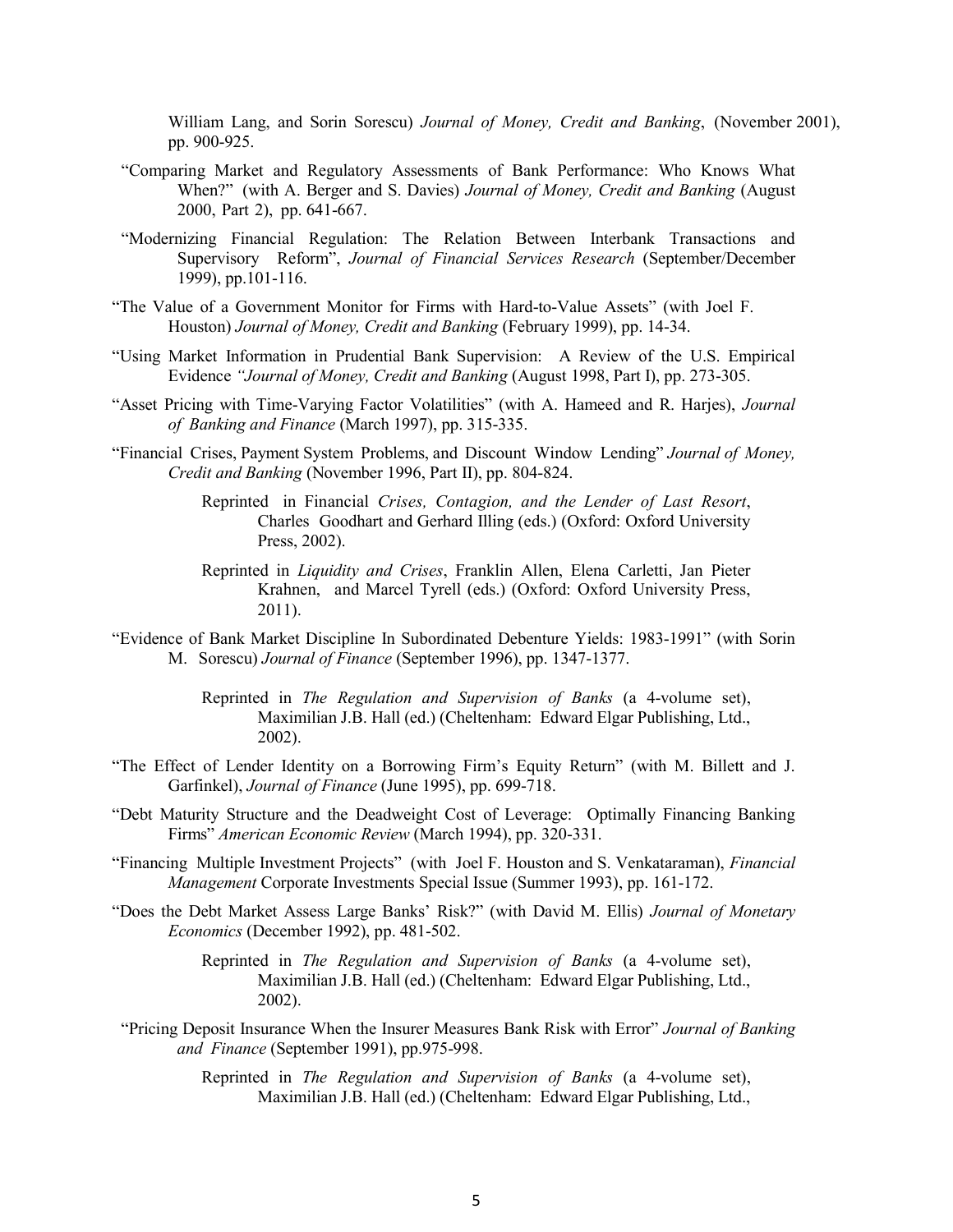William Lang, and Sorin Sorescu) *Journal of Money, Credit and Banking*, (November 2001), pp. 900-925.

"Comparing Market and Regulatory Assessments of Bank Performance: Who Knows What When?" (with A. Berger and S. Davies) *Journal of Money, Credit and Banking* (August 2000, Part 2), pp. 641-667.

"Modernizing Financial Regulation: The Relation Between Interbank Transactions and Supervisory Reform", *Journal of Financial Services Research* (September/December 1999), pp.101-116.

"The Value of a Government Monitor for Firms with Hard-to-Value Assets" (with Joel F. Houston) *Journal of Money, Credit and Banking* (February 1999), pp. 14-34.

"Using Market Information in Prudential Bank Supervision: A Review of the U.S. Empirical Evidence *"Journal of Money, Credit and Banking* (August 1998, Part I), pp. 273-305.

"Asset Pricing with Time-Varying Factor Volatilities" (with A. Hameed and R. Harjes), *Journal of Banking and Finance* (March 1997), pp. 315-335.

"Financial Crises, Payment System Problems, and Discount Window Lending" *Journal of Money, Credit and Banking* (November 1996, Part II), pp. 804-824.

> Reprinted in Financial *Crises, Contagion, and the Lender of Last Resort*, Charles Goodhart and Gerhard Illing (eds.) (Oxford: Oxford University Press, 2002).
>
> Reprinted in *Liquidity and Crises*, Franklin Allen, Elena Carletti, Jan Pieter Krahnen, and Marcel Tyrell (eds.) (Oxford: Oxford University Press, 2011).

"Evidence of Bank Market Discipline In Subordinated Debenture Yields: 1983-1991" (with Sorin M. Sorescu) *Journal of Finance* (September 1996), pp. 1347-1377.

> Reprinted in *The Regulation and Supervision of Banks* (a 4-volume set), Maximilian J.B. Hall (ed.) (Cheltenham: Edward Elgar Publishing, Ltd., 2002).

"The Effect of Lender Identity on a Borrowing Firm's Equity Return" (with M. Billett and J. Garfinkel), *Journal of Finance* (June 1995), pp. 699-718.

"Debt Maturity Structure and the Deadweight Cost of Leverage: Optimally Financing Banking Firms" *American Economic Review* (March 1994), pp. 320-331.

"Financing Multiple Investment Projects" (with Joel F. Houston and S. Venkataraman), *Financial Management* Corporate Investments Special Issue (Summer 1993), pp. 161-172.

"Does the Debt Market Assess Large Banks' Risk?" (with David M. Ellis) *Journal of Monetary Economics* (December 1992), pp. 481-502.

> Reprinted in *The Regulation and Supervision of Banks* (a 4-volume set), Maximilian J.B. Hall (ed.) (Cheltenham: Edward Elgar Publishing, Ltd., 2002).

"Pricing Deposit Insurance When the Insurer Measures Bank Risk with Error" *Journal of Banking and Finance* (September 1991), pp.975-998.

> Reprinted in *The Regulation and Supervision of Banks* (a 4-volume set), Maximilian J.B. Hall (ed.) (Cheltenham: Edward Elgar Publishing, Ltd.,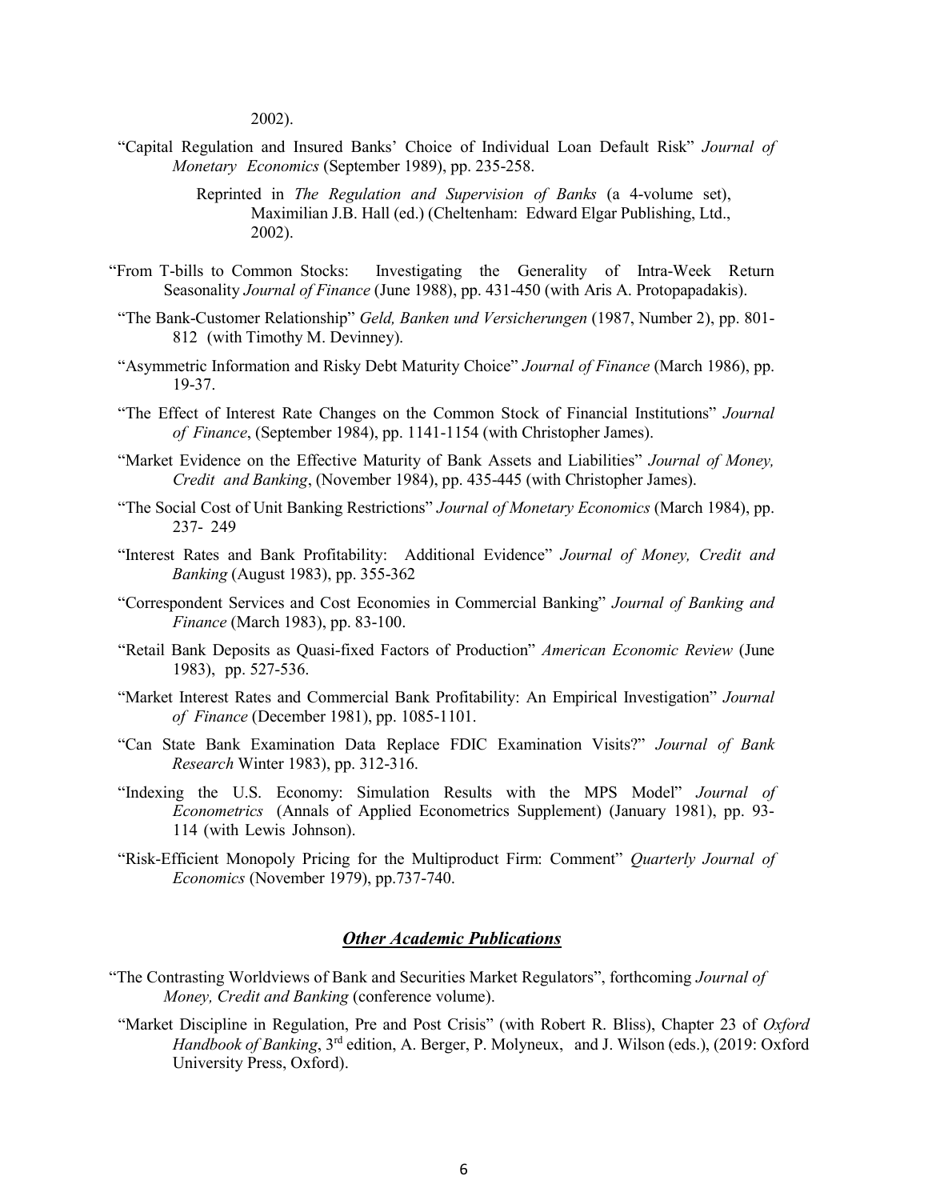2002).

"Capital Regulation and Insured Banks' Choice of Individual Loan Default Risk" *Journal of Monetary Economics* (September 1989), pp. 235-258.

Reprinted in *The Regulation and Supervision of Banks* (a 4-volume set), Maximilian J.B. Hall (ed.) (Cheltenham: Edward Elgar Publishing, Ltd., 2002).

"From T-bills to Common Stocks: Investigating the Generality of Intra-Week Return Seasonality *Journal of Finance* (June 1988), pp. 431-450 (with Aris A. Protopapadakis).

"The Bank-Customer Relationship" *Geld, Banken und Versicherungen* (1987, Number 2), pp. 801-812 (with Timothy M. Devinney).

"Asymmetric Information and Risky Debt Maturity Choice" *Journal of Finance* (March 1986), pp. 19-37.

"The Effect of Interest Rate Changes on the Common Stock of Financial Institutions" *Journal of Finance*, (September 1984), pp. 1141-1154 (with Christopher James).

"Market Evidence on the Effective Maturity of Bank Assets and Liabilities" *Journal of Money, Credit and Banking*, (November 1984), pp. 435-445 (with Christopher James).

"The Social Cost of Unit Banking Restrictions" *Journal of Monetary Economics* (March 1984), pp. 237- 249

"Interest Rates and Bank Profitability: Additional Evidence" *Journal of Money, Credit and Banking* (August 1983), pp. 355-362

"Correspondent Services and Cost Economies in Commercial Banking" *Journal of Banking and Finance* (March 1983), pp. 83-100.

"Retail Bank Deposits as Quasi-fixed Factors of Production" *American Economic Review* (June 1983), pp. 527-536.

"Market Interest Rates and Commercial Bank Profitability: An Empirical Investigation" *Journal of Finance* (December 1981), pp. 1085-1101.

"Can State Bank Examination Data Replace FDIC Examination Visits?" *Journal of Bank Research* Winter 1983), pp. 312-316.

"Indexing the U.S. Economy: Simulation Results with the MPS Model" *Journal of Econometrics* (Annals of Applied Econometrics Supplement) (January 1981), pp. 93-114 (with Lewis Johnson).

"Risk-Efficient Monopoly Pricing for the Multiproduct Firm: Comment" *Quarterly Journal of Economics* (November 1979), pp.737-740.

## ***Other Academic Publications***

"The Contrasting Worldviews of Bank and Securities Market Regulators", forthcoming *Journal of Money, Credit and Banking* (conference volume).

"Market Discipline in Regulation, Pre and Post Crisis" (with Robert R. Bliss), Chapter 23 of *Oxford Handbook of Banking*, 3rd edition, A. Berger, P. Molyneux, and J. Wilson (eds.), (2019: Oxford University Press, Oxford).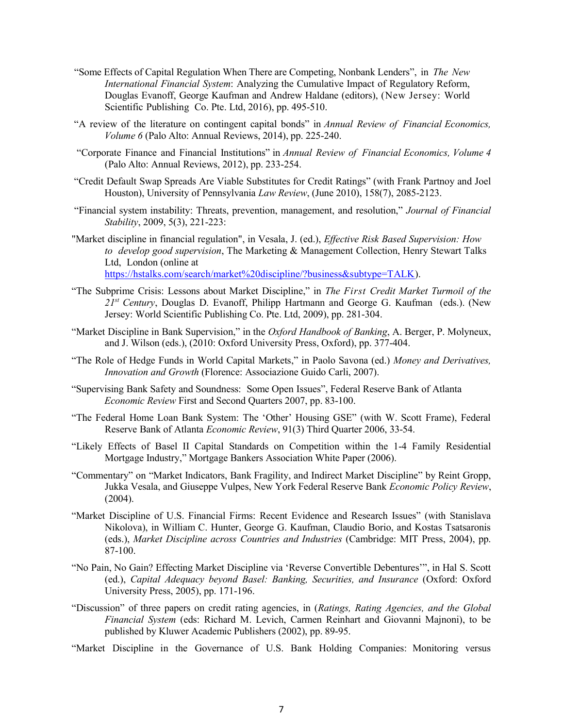"Some Effects of Capital Regulation When There are Competing, Nonbank Lenders", in *The New International Financial System*: Analyzing the Cumulative Impact of Regulatory Reform, Douglas Evanoff, George Kaufman and Andrew Haldane (editors), (New Jersey: World Scientific Publishing Co. Pte. Ltd, 2016), pp. 495-510.

"A review of the literature on contingent capital bonds" in *Annual Review of Financial Economics, Volume 6* (Palo Alto: Annual Reviews, 2014), pp. 225-240.

"Corporate Finance and Financial Institutions" in *Annual Review of Financial Economics, Volume 4* (Palo Alto: Annual Reviews, 2012), pp. 233-254.

"Credit Default Swap Spreads Are Viable Substitutes for Credit Ratings" (with Frank Partnoy and Joel Houston), University of Pennsylvania *Law Review*, (June 2010), 158(7), 2085-2123.

"Financial system instability: Threats, prevention, management, and resolution," *Journal of Financial Stability*, 2009, 5(3), 221-223:

"Market discipline in financial regulation", in Vesala, J. (ed.), *Effective Risk Based Supervision: How to develop good supervision*, The Marketing & Management Collection, Henry Stewart Talks Ltd, London (online at https://hstalks.com/search/market%20discipline/?business&subtype=TALK).

"The Subprime Crisis: Lessons about Market Discipline," in *The First Credit Market Turmoil of the 21st Century*, Douglas D. Evanoff, Philipp Hartmann and George G. Kaufman (eds.). (New Jersey: World Scientific Publishing Co. Pte. Ltd, 2009), pp. 281-304.

"Market Discipline in Bank Supervision," in the *Oxford Handbook of Banking*, A. Berger, P. Molyneux, and J. Wilson (eds.), (2010: Oxford University Press, Oxford), pp. 377-404.

"The Role of Hedge Funds in World Capital Markets," in Paolo Savona (ed.) *Money and Derivatives, Innovation and Growth* (Florence: Associazione Guido Carli, 2007).

"Supervising Bank Safety and Soundness: Some Open Issues", Federal Reserve Bank of Atlanta *Economic Review* First and Second Quarters 2007, pp. 83-100.

"The Federal Home Loan Bank System: The 'Other' Housing GSE" (with W. Scott Frame), Federal Reserve Bank of Atlanta *Economic Review*, 91(3) Third Quarter 2006, 33-54.

"Likely Effects of Basel II Capital Standards on Competition within the 1-4 Family Residential Mortgage Industry," Mortgage Bankers Association White Paper (2006).

"Commentary" on "Market Indicators, Bank Fragility, and Indirect Market Discipline" by Reint Gropp, Jukka Vesala, and Giuseppe Vulpes, New York Federal Reserve Bank *Economic Policy Review*, (2004).

"Market Discipline of U.S. Financial Firms: Recent Evidence and Research Issues" (with Stanislava Nikolova), in William C. Hunter, George G. Kaufman, Claudio Borio, and Kostas Tsatsaronis (eds.), *Market Discipline across Countries and Industries* (Cambridge: MIT Press, 2004), pp. 87-100.

"No Pain, No Gain? Effecting Market Discipline via 'Reverse Convertible Debentures'", in Hal S. Scott (ed.), *Capital Adequacy beyond Basel: Banking, Securities, and Insurance* (Oxford: Oxford University Press, 2005), pp. 171-196.

"Discussion" of three papers on credit rating agencies, in (*Ratings, Rating Agencies, and the Global Financial System* (eds: Richard M. Levich, Carmen Reinhart and Giovanni Majnoni), to be published by Kluwer Academic Publishers (2002), pp. 89-95.

"Market Discipline in the Governance of U.S. Bank Holding Companies: Monitoring versus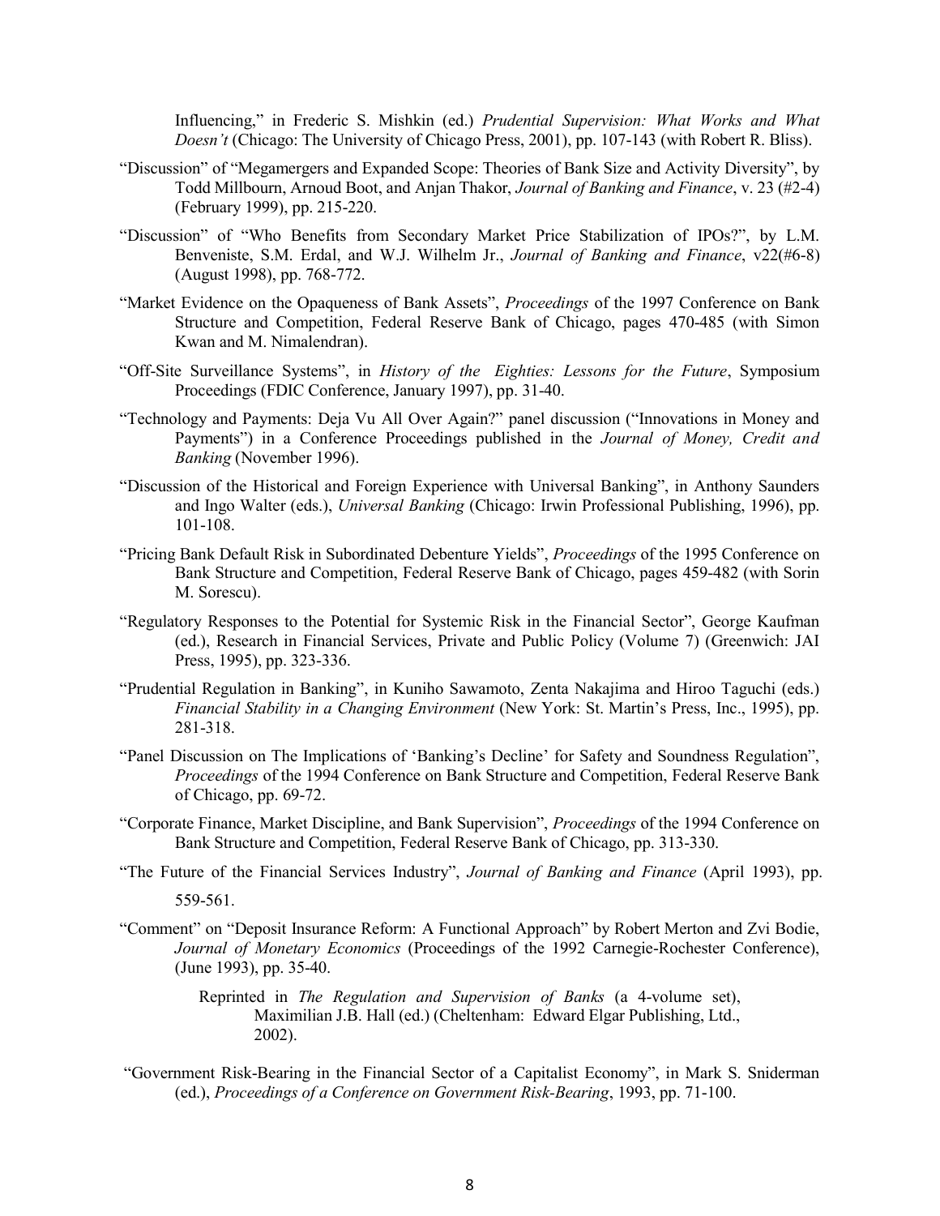Influencing," in Frederic S. Mishkin (ed.) *Prudential Supervision: What Works and What Doesn't* (Chicago: The University of Chicago Press, 2001), pp. 107-143 (with Robert R. Bliss).

"Discussion" of "Megamergers and Expanded Scope: Theories of Bank Size and Activity Diversity", by Todd Millbourn, Arnoud Boot, and Anjan Thakor, *Journal of Banking and Finance*, v. 23 (#2-4) (February 1999), pp. 215-220.

"Discussion" of "Who Benefits from Secondary Market Price Stabilization of IPOs?", by L.M. Benveniste, S.M. Erdal, and W.J. Wilhelm Jr., *Journal of Banking and Finance*, v22(#6-8) (August 1998), pp. 768-772.

"Market Evidence on the Opaqueness of Bank Assets", *Proceedings* of the 1997 Conference on Bank Structure and Competition, Federal Reserve Bank of Chicago, pages 470-485 (with Simon Kwan and M. Nimalendran).

"Off-Site Surveillance Systems", in *History of the Eighties: Lessons for the Future*, Symposium Proceedings (FDIC Conference, January 1997), pp. 31-40.

"Technology and Payments: Deja Vu All Over Again?" panel discussion ("Innovations in Money and Payments") in a Conference Proceedings published in the *Journal of Money, Credit and Banking* (November 1996).

"Discussion of the Historical and Foreign Experience with Universal Banking", in Anthony Saunders and Ingo Walter (eds.), *Universal Banking* (Chicago: Irwin Professional Publishing, 1996), pp. 101-108.

"Pricing Bank Default Risk in Subordinated Debenture Yields", *Proceedings* of the 1995 Conference on Bank Structure and Competition, Federal Reserve Bank of Chicago, pages 459-482 (with Sorin M. Sorescu).

"Regulatory Responses to the Potential for Systemic Risk in the Financial Sector", George Kaufman (ed.), Research in Financial Services, Private and Public Policy (Volume 7) (Greenwich: JAI Press, 1995), pp. 323-336.

"Prudential Regulation in Banking", in Kuniho Sawamoto, Zenta Nakajima and Hiroo Taguchi (eds.) *Financial Stability in a Changing Environment* (New York: St. Martin's Press, Inc., 1995), pp. 281-318.

"Panel Discussion on The Implications of 'Banking's Decline' for Safety and Soundness Regulation", *Proceedings* of the 1994 Conference on Bank Structure and Competition, Federal Reserve Bank of Chicago, pp. 69-72.

"Corporate Finance, Market Discipline, and Bank Supervision", *Proceedings* of the 1994 Conference on Bank Structure and Competition, Federal Reserve Bank of Chicago, pp. 313-330.

"The Future of the Financial Services Industry", *Journal of Banking and Finance* (April 1993), pp. 559-561.

"Comment" on "Deposit Insurance Reform: A Functional Approach" by Robert Merton and Zvi Bodie, *Journal of Monetary Economics* (Proceedings of the 1992 Carnegie-Rochester Conference), (June 1993), pp. 35-40.

Reprinted in *The Regulation and Supervision of Banks* (a 4-volume set), Maximilian J.B. Hall (ed.) (Cheltenham: Edward Elgar Publishing, Ltd., 2002).

"Government Risk-Bearing in the Financial Sector of a Capitalist Economy", in Mark S. Sniderman (ed.), *Proceedings of a Conference on Government Risk-Bearing*, 1993, pp. 71-100.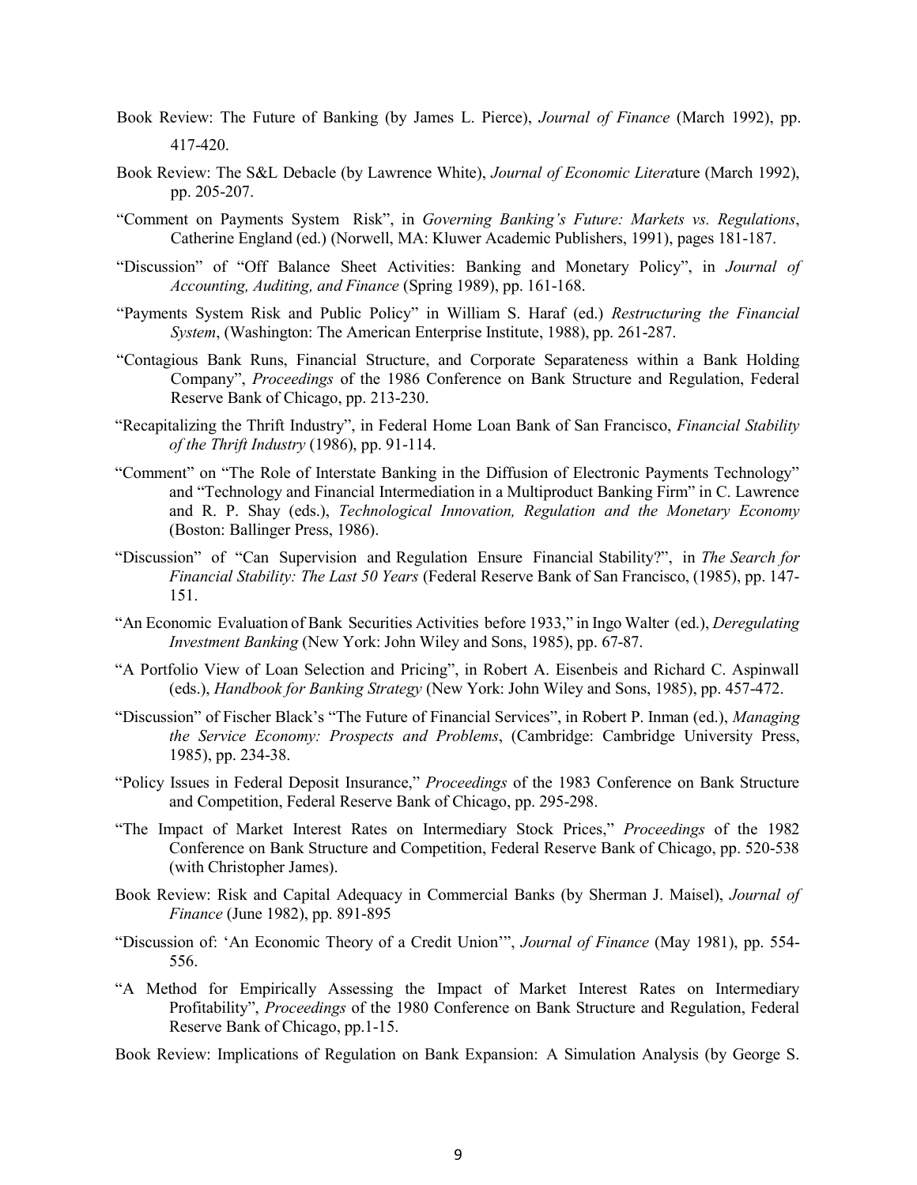Book Review: The Future of Banking (by James L. Pierce), *Journal of Finance* (March 1992), pp. 417-420.

Book Review: The S&L Debacle (by Lawrence White), *Journal of Economic Literat*ure (March 1992), pp. 205-207.

"Comment on Payments System Risk", in *Governing Banking's Future: Markets vs. Regulations*, Catherine England (ed.) (Norwell, MA: Kluwer Academic Publishers, 1991), pages 181-187.

"Discussion" of "Off Balance Sheet Activities: Banking and Monetary Policy", in *Journal of Accounting, Auditing, and Finance* (Spring 1989), pp. 161-168.

"Payments System Risk and Public Policy" in William S. Haraf (ed.) *Restructuring the Financial System*, (Washington: The American Enterprise Institute, 1988), pp. 261-287.

"Contagious Bank Runs, Financial Structure, and Corporate Separateness within a Bank Holding Company", *Proceedings* of the 1986 Conference on Bank Structure and Regulation, Federal Reserve Bank of Chicago, pp. 213-230.

"Recapitalizing the Thrift Industry", in Federal Home Loan Bank of San Francisco, *Financial Stability of the Thrift Industry* (1986), pp. 91-114.

"Comment" on "The Role of Interstate Banking in the Diffusion of Electronic Payments Technology" and "Technology and Financial Intermediation in a Multiproduct Banking Firm" in C. Lawrence and R. P. Shay (eds.), *Technological Innovation, Regulation and the Monetary Economy* (Boston: Ballinger Press, 1986).

"Discussion" of "Can Supervision and Regulation Ensure Financial Stability?", in *The Search for Financial Stability: The Last 50 Years* (Federal Reserve Bank of San Francisco, (1985), pp. 147-151.

"An Economic Evaluation of Bank Securities Activities before 1933," in Ingo Walter (ed.), *Deregulating Investment Banking* (New York: John Wiley and Sons, 1985), pp. 67-87.

"A Portfolio View of Loan Selection and Pricing", in Robert A. Eisenbeis and Richard C. Aspinwall (eds.), *Handbook for Banking Strategy* (New York: John Wiley and Sons, 1985), pp. 457-472.

"Discussion" of Fischer Black's "The Future of Financial Services", in Robert P. Inman (ed.), *Managing the Service Economy: Prospects and Problems*, (Cambridge: Cambridge University Press, 1985), pp. 234-38.

"Policy Issues in Federal Deposit Insurance," *Proceedings* of the 1983 Conference on Bank Structure and Competition, Federal Reserve Bank of Chicago, pp. 295-298.

"The Impact of Market Interest Rates on Intermediary Stock Prices," *Proceedings* of the 1982 Conference on Bank Structure and Competition, Federal Reserve Bank of Chicago, pp. 520-538 (with Christopher James).

Book Review: Risk and Capital Adequacy in Commercial Banks (by Sherman J. Maisel), *Journal of Finance* (June 1982), pp. 891-895

"Discussion of: 'An Economic Theory of a Credit Union'", *Journal of Finance* (May 1981), pp. 554-556.

"A Method for Empirically Assessing the Impact of Market Interest Rates on Intermediary Profitability", *Proceedings* of the 1980 Conference on Bank Structure and Regulation, Federal Reserve Bank of Chicago, pp.1-15.

Book Review: Implications of Regulation on Bank Expansion: A Simulation Analysis (by George S.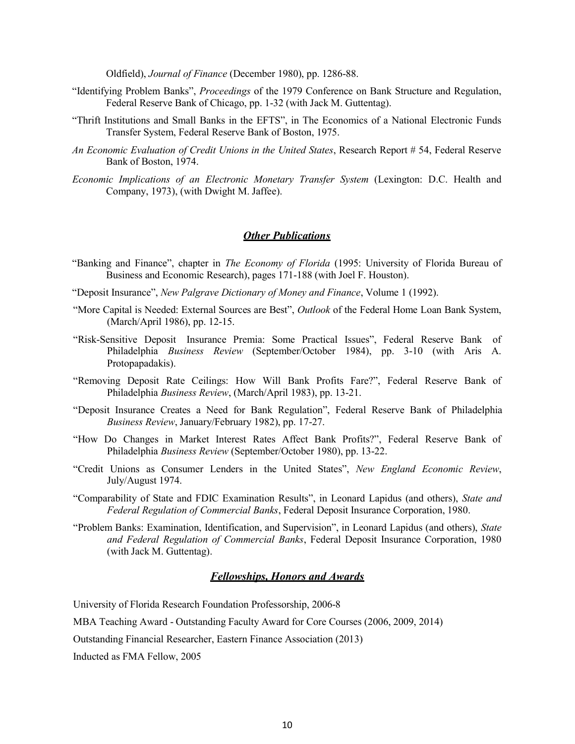Oldfield), *Journal of Finance* (December 1980), pp. 1286-88.

"Identifying Problem Banks", *Proceedings* of the 1979 Conference on Bank Structure and Regulation, Federal Reserve Bank of Chicago, pp. 1-32 (with Jack M. Guttentag).

"Thrift Institutions and Small Banks in the EFTS", in The Economics of a National Electronic Funds Transfer System, Federal Reserve Bank of Boston, 1975.

*An Economic Evaluation of Credit Unions in the United States*, Research Report # 54, Federal Reserve Bank of Boston, 1974.

*Economic Implications of an Electronic Monetary Transfer System* (Lexington: D.C. Health and Company, 1973), (with Dwight M. Jaffee).

## ***Other Publications***

"Banking and Finance", chapter in *The Economy of Florida* (1995: University of Florida Bureau of Business and Economic Research), pages 171-188 (with Joel F. Houston).

"Deposit Insurance", *New Palgrave Dictionary of Money and Finance*, Volume 1 (1992).

"More Capital is Needed: External Sources are Best", *Outlook* of the Federal Home Loan Bank System, (March/April 1986), pp. 12-15.

"Risk-Sensitive Deposit Insurance Premia: Some Practical Issues", Federal Reserve Bank of Philadelphia *Business Review* (September/October 1984), pp. 3-10 (with Aris A. Protopapadakis).

"Removing Deposit Rate Ceilings: How Will Bank Profits Fare?", Federal Reserve Bank of Philadelphia *Business Review*, (March/April 1983), pp. 13-21.

"Deposit Insurance Creates a Need for Bank Regulation", Federal Reserve Bank of Philadelphia *Business Review*, January/February 1982), pp. 17-27.

"How Do Changes in Market Interest Rates Affect Bank Profits?", Federal Reserve Bank of Philadelphia *Business Review* (September/October 1980), pp. 13-22.

"Credit Unions as Consumer Lenders in the United States", *New England Economic Review*, July/August 1974.

"Comparability of State and FDIC Examination Results", in Leonard Lapidus (and others), *State and Federal Regulation of Commercial Banks*, Federal Deposit Insurance Corporation, 1980.

"Problem Banks: Examination, Identification, and Supervision", in Leonard Lapidus (and others), *State and Federal Regulation of Commercial Banks*, Federal Deposit Insurance Corporation, 1980 (with Jack M. Guttentag).

## ***Fellowships, Honors and Awards***

University of Florida Research Foundation Professorship, 2006-8

MBA Teaching Award - Outstanding Faculty Award for Core Courses (2006, 2009, 2014)

Outstanding Financial Researcher, Eastern Finance Association (2013)

Inducted as FMA Fellow, 2005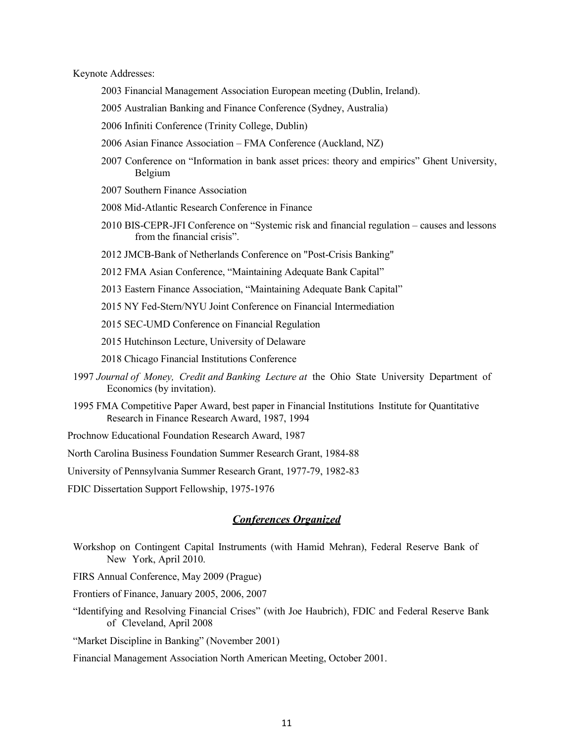Keynote Addresses:

- 2003 Financial Management Association European meeting (Dublin, Ireland).
- 2005 Australian Banking and Finance Conference (Sydney, Australia)
- 2006 Infiniti Conference (Trinity College, Dublin)
- 2006 Asian Finance Association – FMA Conference (Auckland, NZ)
- 2007 Conference on "Information in bank asset prices: theory and empirics" Ghent University, Belgium
- 2007 Southern Finance Association
- 2008 Mid-Atlantic Research Conference in Finance
- 2010 BIS-CEPR-JFI Conference on "Systemic risk and financial regulation – causes and lessons from the financial crisis".
- 2012 JMCB-Bank of Netherlands Conference on "Post-Crisis Banking"
- 2012 FMA Asian Conference, "Maintaining Adequate Bank Capital"
- 2013 Eastern Finance Association, "Maintaining Adequate Bank Capital"
- 2015 NY Fed-Stern/NYU Joint Conference on Financial Intermediation
- 2015 SEC-UMD Conference on Financial Regulation
- 2015 Hutchinson Lecture, University of Delaware
- 2018 Chicago Financial Institutions Conference

1997 *Journal of Money, Credit and Banking Lecture at* the Ohio State University Department of Economics (by invitation).

1995 FMA Competitive Paper Award, best paper in Financial Institutions Institute for Quantitative Research in Finance Research Award, 1987, 1994

Prochnow Educational Foundation Research Award, 1987

North Carolina Business Foundation Summer Research Grant, 1984-88

University of Pennsylvania Summer Research Grant, 1977-79, 1982-83

FDIC Dissertation Support Fellowship, 1975-1976

## ***Conferences Organized***

Workshop on Contingent Capital Instruments (with Hamid Mehran), Federal Reserve Bank of New York, April 2010.

FIRS Annual Conference, May 2009 (Prague)

Frontiers of Finance, January 2005, 2006, 2007

"Identifying and Resolving Financial Crises" (with Joe Haubrich), FDIC and Federal Reserve Bank of Cleveland, April 2008

"Market Discipline in Banking" (November 2001)

Financial Management Association North American Meeting, October 2001.